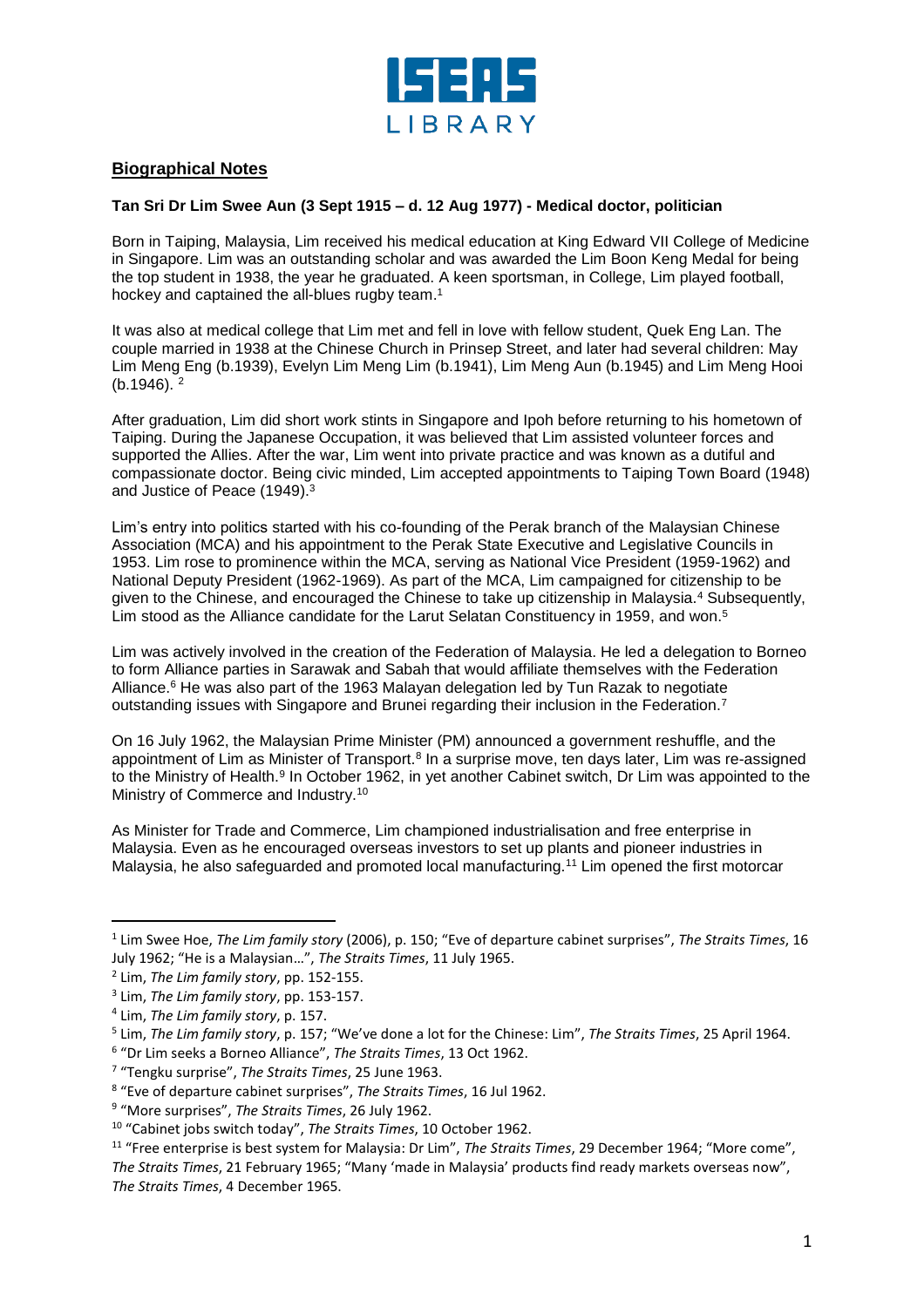## Biographical Notes

**Tan Sri Dr Lim Swee Aun (3 Sept 1915 – d. 12 Aug 1977) - Medical doctor, politician**

Born in Taiping, Malaysia, Lim received his medical education at King Edward VII College of Medicine in Singapore. Lim was an outstanding scholar and was awarded the Lim Boon Keng Medal for being the top student in 1938, the year he graduated. A keen sportsman, in College, Lim played football, hockey and captained the all-blues rugby team.[1]

It was also at medical college that Lim met and fell in love with fellow student, Quek Eng Lan. The couple married in 1938 at the Chinese Church in Prinsep Street, and later had several children: May Lim Meng Eng (b.1939), Evelyn Lim Meng Lim (b.1941), Lim Meng Aun (b.1945) and Lim Meng Hooi (b.1946).[2]

After graduation, Lim did short work stints in Singapore and Ipoh before returning to his hometown of Taiping. During the Japanese Occupation, it was believed that Lim assisted volunteer forces and supported the Allies. After the war, Lim went into private practice and was known as a dutiful and compassionate doctor. Being civic minded, Lim accepted appointments to Taiping Town Board (1948) and Justice of Peace (1949).[3]

Lim's entry into politics started with his co-founding of the Perak branch of the Malaysian Chinese Association (MCA) and his appointment to the Perak State Executive and Legislative Councils in 1953. Lim rose to prominence within the MCA, serving as National Vice President (1959-1962) and National Deputy President (1962-1969). As part of the MCA, Lim campaigned for citizenship to be given to the Chinese, and encouraged the Chinese to take up citizenship in Malaysia.[4] Subsequently, Lim stood as the Alliance candidate for the Larut Selatan Constituency in 1959, and won.[5]

Lim was actively involved in the creation of the Federation of Malaysia. He led a delegation to Borneo to form Alliance parties in Sarawak and Sabah that would affiliate themselves with the Federation Alliance.[6] He was also part of the 1963 Malayan delegation led by Tun Razak to negotiate outstanding issues with Singapore and Brunei regarding their inclusion in the Federation.[7]

On 16 July 1962, the Malaysian Prime Minister (PM) announced a government reshuffle, and the appointment of Lim as Minister of Transport.[8] In a surprise move, ten days later, Lim was re-assigned to the Ministry of Health.[9] In October 1962, in yet another Cabinet switch, Dr Lim was appointed to the Ministry of Commerce and Industry.[10]

As Minister for Trade and Commerce, Lim championed industrialisation and free enterprise in Malaysia. Even as he encouraged overseas investors to set up plants and pioneer industries in Malaysia, he also safeguarded and promoted local manufacturing.[11] Lim opened the first motorcar

---

[1] Lim Swee Hoe, *The Lim family story* (2006), p. 150; "Eve of departure cabinet surprises", *The Straits Times*, 16 July 1962; "He is a Malaysian…", *The Straits Times*, 11 July 1965.

[2] Lim, *The Lim family story*, pp. 152-155.

[3] Lim, *The Lim family story*, pp. 153-157.

[4] Lim, *The Lim family story*, p. 157.

[5] Lim, *The Lim family story*, p. 157; "We've done a lot for the Chinese: Lim", *The Straits Times*, 25 April 1964.

[6] "Dr Lim seeks a Borneo Alliance", *The Straits Times*, 13 Oct 1962.

[7] "Tengku surprise", *The Straits Times*, 25 June 1963.

[8] "Eve of departure cabinet surprises", *The Straits Times*, 16 Jul 1962.

[9] "More surprises", *The Straits Times*, 26 July 1962.

[10] "Cabinet jobs switch today", *The Straits Times*, 10 October 1962.

[11] "Free enterprise is best system for Malaysia: Dr Lim", *The Straits Times*, 29 December 1964; "More come", *The Straits Times*, 21 February 1965; "Many 'made in Malaysia' products find ready markets overseas now", *The Straits Times*, 4 December 1965.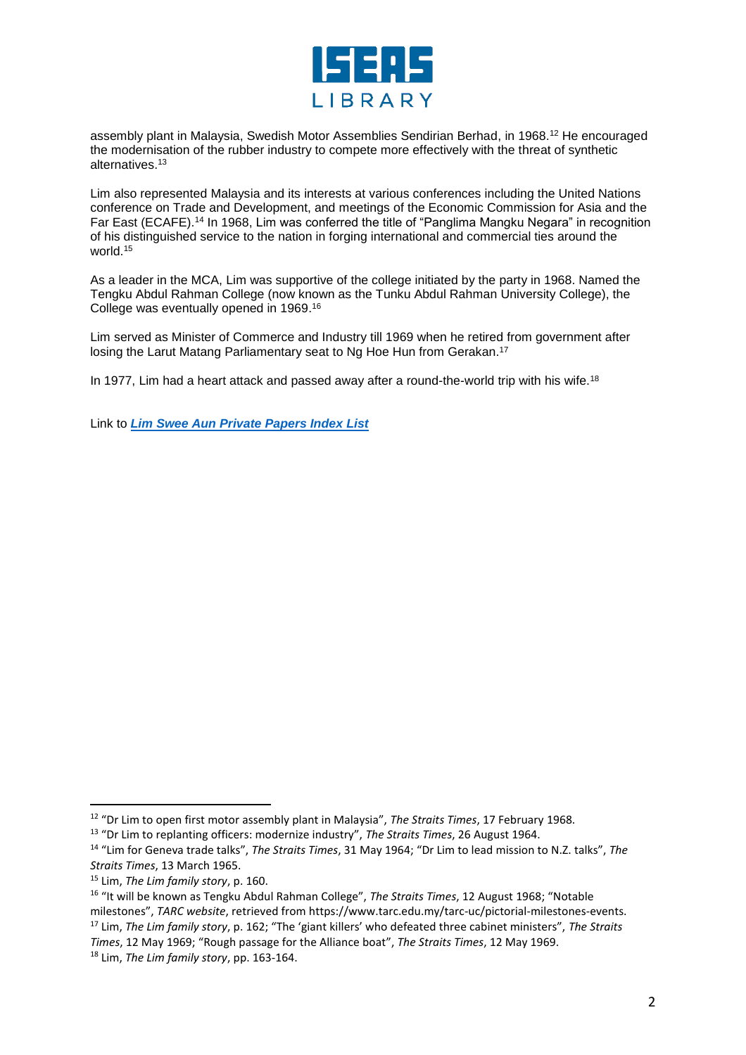assembly plant in Malaysia, Swedish Motor Assemblies Sendirian Berhad, in 1968.[12] He encouraged the modernisation of the rubber industry to compete more effectively with the threat of synthetic alternatives.[13]

Lim also represented Malaysia and its interests at various conferences including the United Nations conference on Trade and Development, and meetings of the Economic Commission for Asia and the Far East (ECAFE).[14] In 1968, Lim was conferred the title of "Panglima Mangku Negara" in recognition of his distinguished service to the nation in forging international and commercial ties around the world.[15]

As a leader in the MCA, Lim was supportive of the college initiated by the party in 1968. Named the Tengku Abdul Rahman College (now known as the Tunku Abdul Rahman University College), the College was eventually opened in 1969.[16]

Lim served as Minister of Commerce and Industry till 1969 when he retired from government after losing the Larut Matang Parliamentary seat to Ng Hoe Hun from Gerakan.[17]

In 1977, Lim had a heart attack and passed away after a round-the-world trip with his wife.[18]

Link to ***Lim Swee Aun Private Papers Index List***

---

[12] "Dr Lim to open first motor assembly plant in Malaysia", *The Straits Times*, 17 February 1968.

[13] "Dr Lim to replanting officers: modernize industry", *The Straits Times*, 26 August 1964.

[14] "Lim for Geneva trade talks", *The Straits Times*, 31 May 1964; "Dr Lim to lead mission to N.Z. talks", *The Straits Times*, 13 March 1965.

[15] Lim, *The Lim family story*, p. 160.

[16] "It will be known as Tengku Abdul Rahman College", *The Straits Times*, 12 August 1968; "Notable milestones", *TARC website*, retrieved from https://www.tarc.edu.my/tarc-uc/pictorial-milestones-events.

[17] Lim, *The Lim family story*, p. 162; "The 'giant killers' who defeated three cabinet ministers", *The Straits Times*, 12 May 1969; "Rough passage for the Alliance boat", *The Straits Times*, 12 May 1969.

[18] Lim, *The Lim family story*, pp. 163-164.